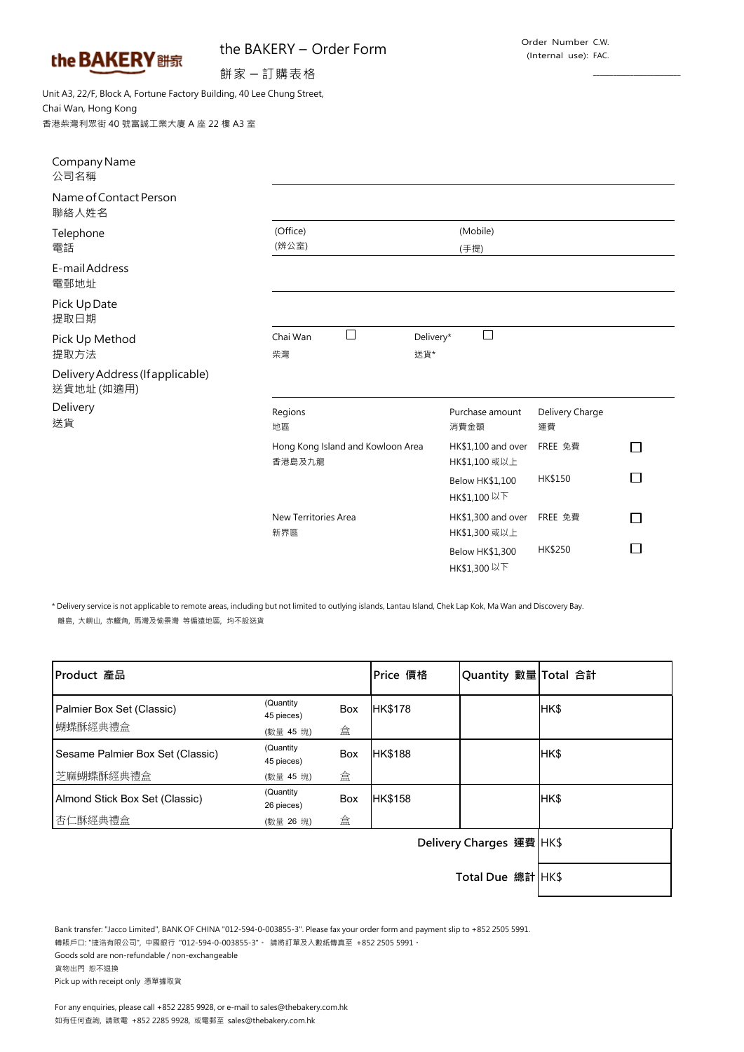the BAKERY 餅家

# the BAKERY – Order Form

餅家 – 訂購表格

Order Number C.W.
(Internal use): FAC.

Unit A3, 22/F, Block A, Fortune Factory Building, 40 Lee Chung Street,
Chai Wan, Hong Kong
香港柴灣利眾街 40 號富誠工業大廈 A 座 22 樓 A3 室

Company Name
公司名稱

Name of Contact Person
聯絡人姓名

Telephone
電話

(Office)
(辦公室)

(Mobile)
(手提)

E-mail Address
電郵地址

Pick Up Date
提取日期

Pick Up Method
提取方法

Chai Wan ☐
柴灣

Delivery* ☐
送貨*

Delivery Address (If applicable)
送貨地址 (如適用)

Delivery
送貨

| Regions 地區 | Purchase amount 消費金額 | Delivery Charge 運費 | |
|---|---|---|---|
| Hong Kong Island and Kowloon Area 香港島及九龍 | HK$1,100 and over HK$1,100 或以上 | FREE 免費 | ☐ |
| | Below HK$1,100 HK$1,100 以下 | HK$150 | ☐ |
| New Territories Area 新界區 | HK$1,300 and over HK$1,300 或以上 | FREE 免費 | ☐ |
| | Below HK$1,300 HK$1,300 以下 | HK$250 | ☐ |

* Delivery service is not applicable to remote areas, including but not limited to outlying islands, Lantau Island, Chek Lap Kok, Ma Wan and Discovery Bay.
離島, 大嶼山, 赤鱲角, 馬灣及愉景灣 等偏遠地區, 均不設送貨

| Product 產品 | | | Price 價格 | Quantity 數量 | Total 合計 |
|---|---|---|---|---|---|
| Palmier Box Set (Classic) 蝴蝶酥經典禮盒 | (Quantity 45 pieces) (數量 45 塊) | Box 盒 | HK$178 | | HK$ |
| Sesame Palmier Box Set (Classic) 芝麻蝴蝶酥經典禮盒 | (Quantity 45 pieces) (數量 45 塊) | Box 盒 | HK$188 | | HK$ |
| Almond Stick Box Set (Classic) 杏仁酥經典禮盒 | (Quantity 26 pieces) (數量 26 塊) | Box 盒 | HK$158 | | HK$ |
| | | | | Delivery Charges 運費 | HK$ |
| | | | | Total Due 總計 | HK$ |

Bank transfer: "Jacco Limited", BANK OF CHINA "012-594-0-003855-3". Please fax your order form and payment slip to +852 2505 5991.
轉賬戶口: "捷浩有限公司", 中國銀行 "012-594-0-003855-3"。 請將訂單及入數紙傳真至 +852 2505 5991。
Goods sold are non-refundable / non-exchangeable
貨物出門 恕不退換
Pick up with receipt only 憑單據取貨

For any enquiries, please call +852 2285 9928, or e-mail to sales@thebakery.com.hk
如有任何查詢, 請致電 +852 2285 9928, 或電郵至 sales@thebakery.com.hk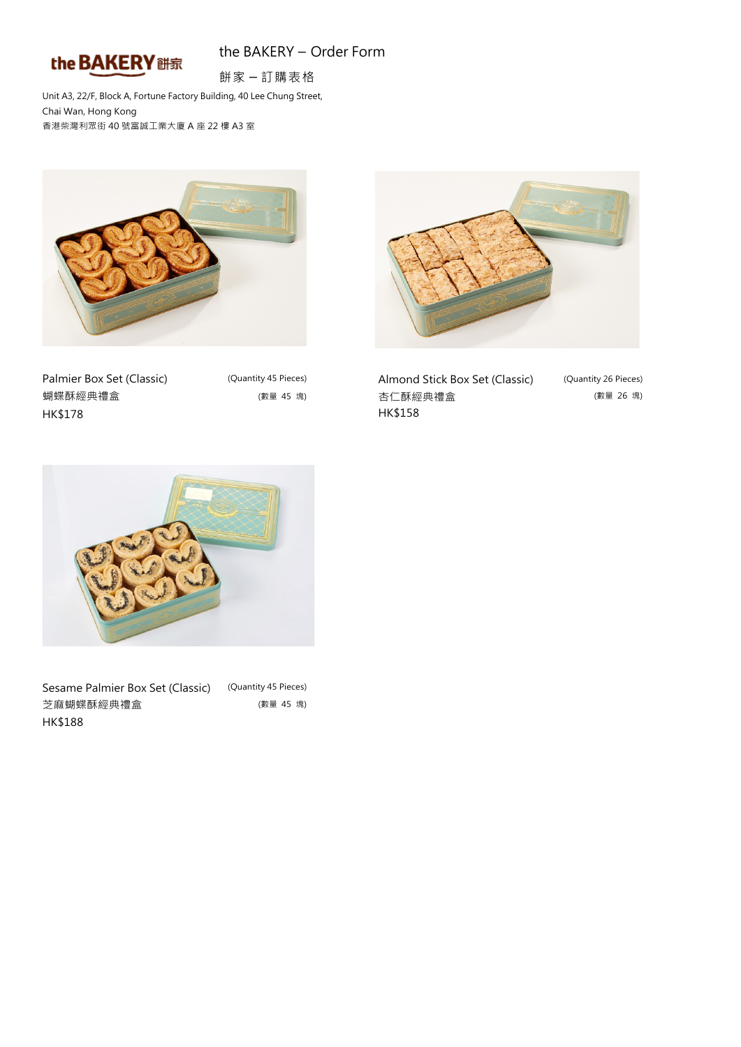# the BAKERY – Order Form

## 餅家 – 訂購表格

Unit A3, 22/F, Block A, Fortune Factory Building, 40 Lee Chung Street,
Chai Wan, Hong Kong
香港柴灣利眾街 40 號富誠工業大廈 A 座 22 樓 A3 室

Palmier Box Set (Classic) (Quantity 45 Pieces)
蝴蝶酥經典禮盒 (數量 45 塊)
HK$178

Almond Stick Box Set (Classic) (Quantity 26 Pieces)
杏仁酥經典禮盒 (數量 26 塊)
HK$158

Sesame Palmier Box Set (Classic) (Quantity 45 Pieces)
芝麻蝴蝶酥經典禮盒 (數量 45 塊)
HK$188